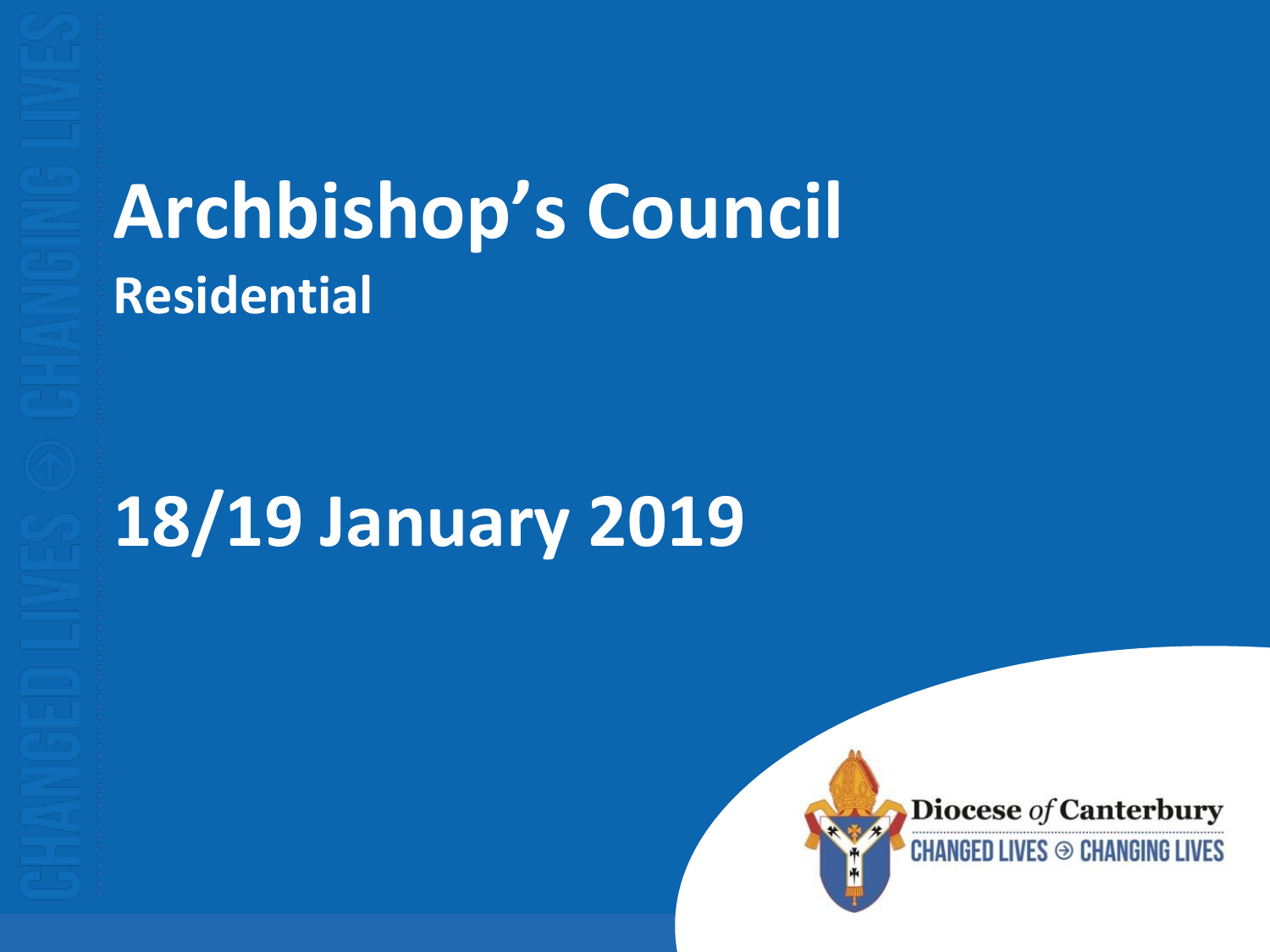# Archbishop's Council

## Residential

# 18/19 January 2019

Diocese *of* Canterbury

CHANGED LIVES ⊙ CHANGING LIVES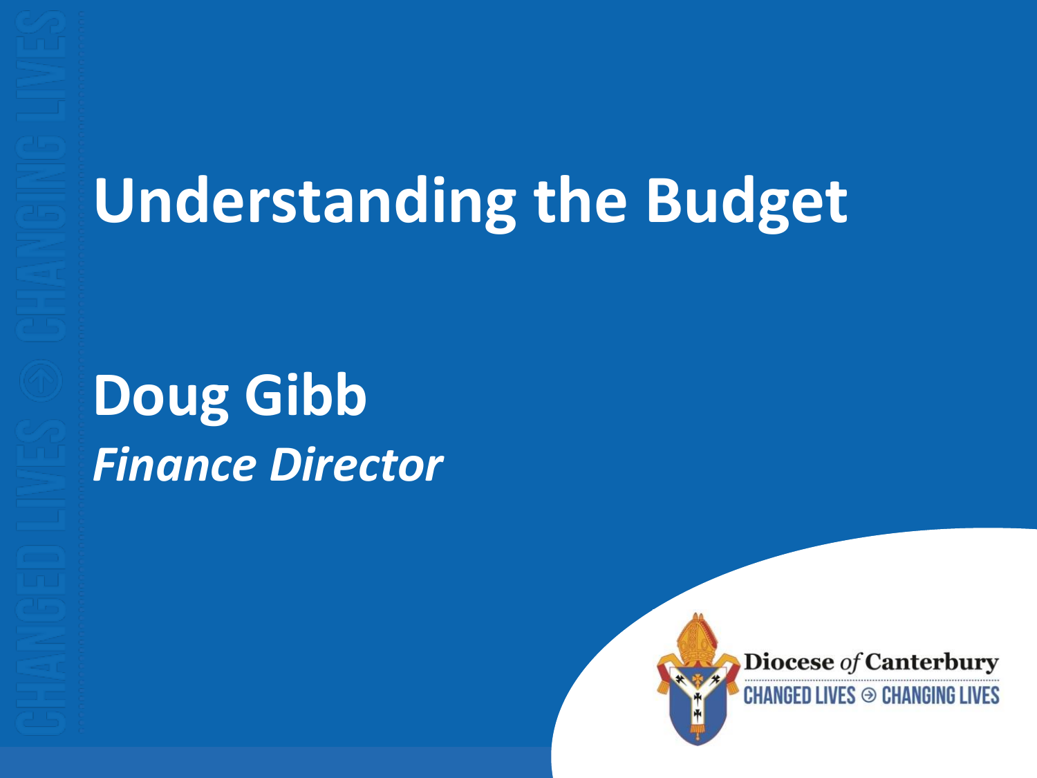# Understanding the Budget

## Doug Gibb

*Finance Director*

Diocese *of* Canterbury
CHANGED LIVES ⊙ CHANGING LIVES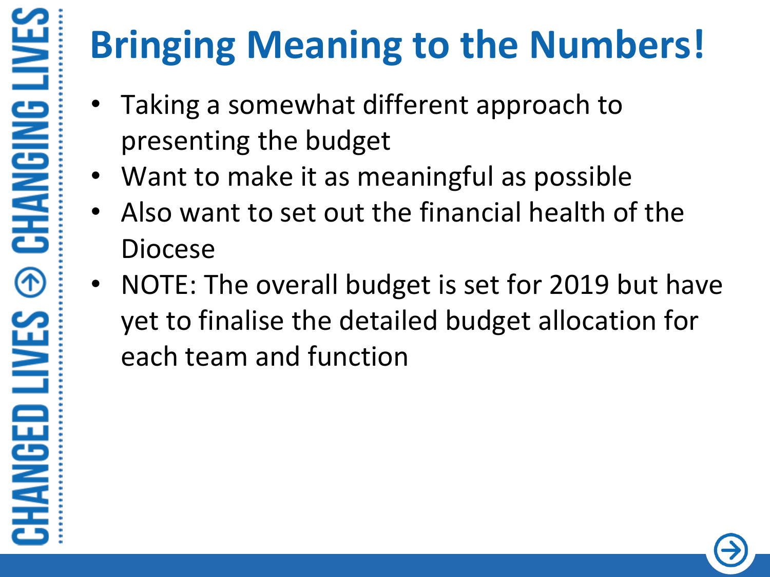# Bringing Meaning to the Numbers!

- Taking a somewhat different approach to presenting the budget
- Want to make it as meaningful as possible
- Also want to set out the financial health of the Diocese
- NOTE: The overall budget is set for 2019 but have yet to finalise the detailed budget allocation for each team and function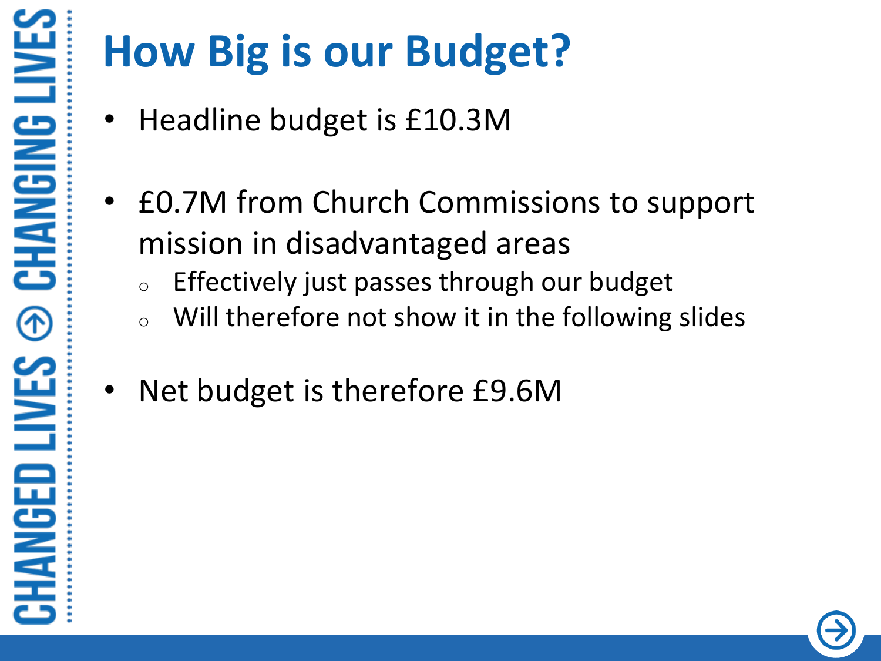# How Big is our Budget?

- Headline budget is £10.3M

- £0.7M from Church Commissions to support mission in disadvantaged areas
  - Effectively just passes through our budget
  - Will therefore not show it in the following slides

- Net budget is therefore £9.6M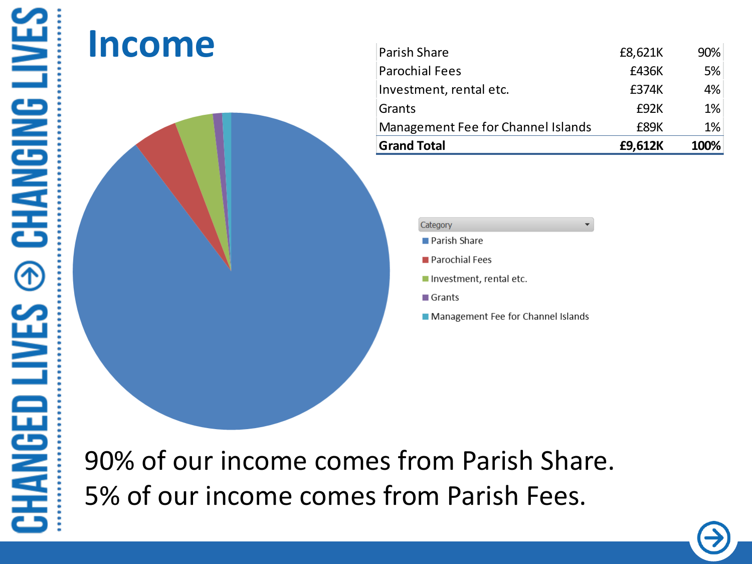# Income

| Category | Amount | % |
|---|---|---|
| Parish Share | £8,621K | 90% |
| Parochial Fees | £436K | 5% |
| Investment, rental etc. | £374K | 4% |
| Grants | £92K | 1% |
| Management Fee for Channel Islands | £89K | 1% |
| **Grand Total** | **£9,612K** | **100%** |

Category
- Parish Share
- Parochial Fees
- Investment, rental etc.
- Grants
- Management Fee for Channel Islands

90% of our income comes from Parish Share.
5% of our income comes from Parish Fees.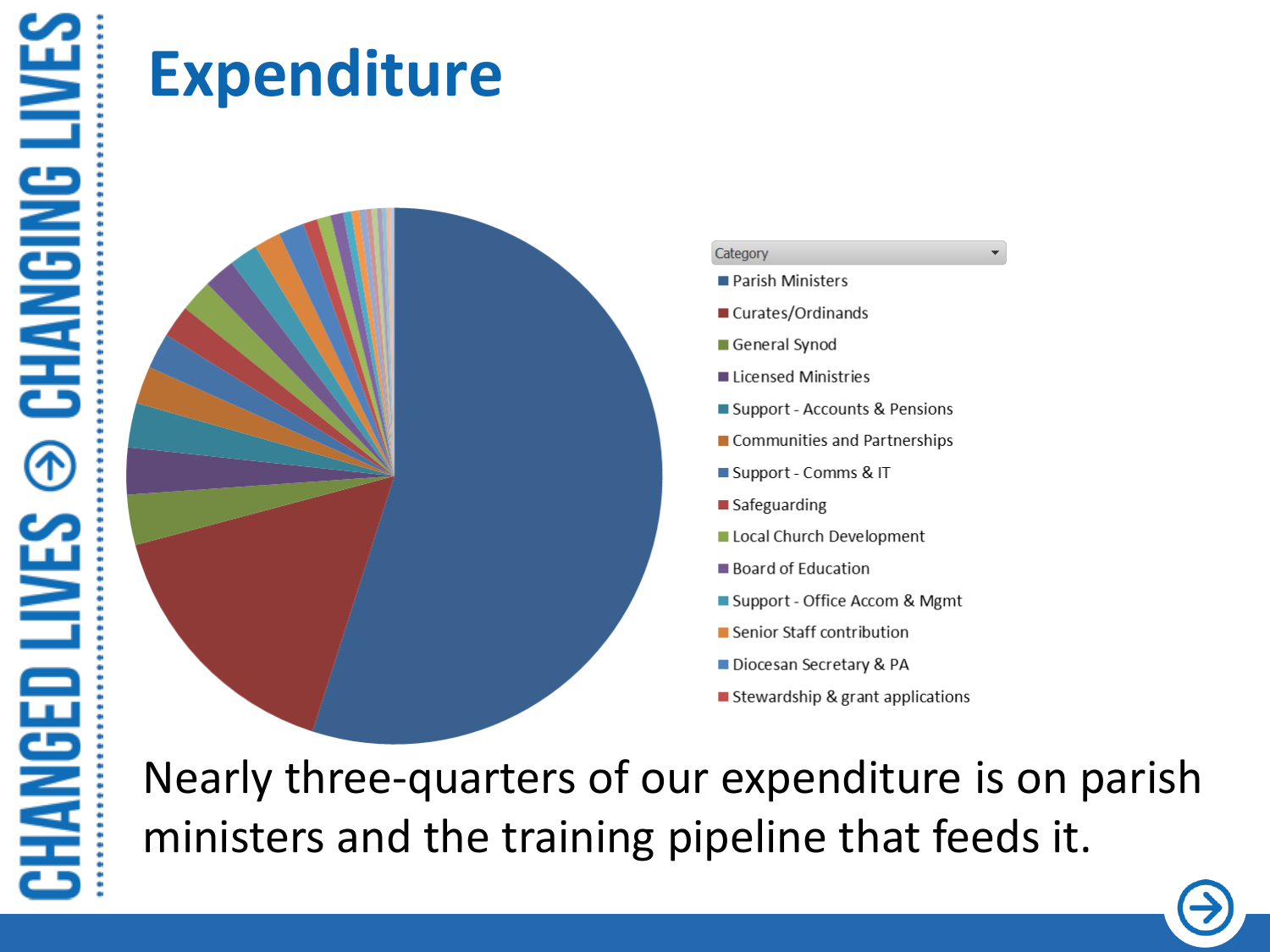# Expenditure

Category

- Parish Ministers
- Curates/Ordinands
- General Synod
- Licensed Ministries
- Support - Accounts & Pensions
- Communities and Partnerships
- Support - Comms & IT
- Safeguarding
- Local Church Development
- Board of Education
- Support - Office Accom & Mgmt
- Senior Staff contribution
- Diocesan Secretary & PA
- Stewardship & grant applications

Nearly three-quarters of our expenditure is on parish ministers and the training pipeline that feeds it.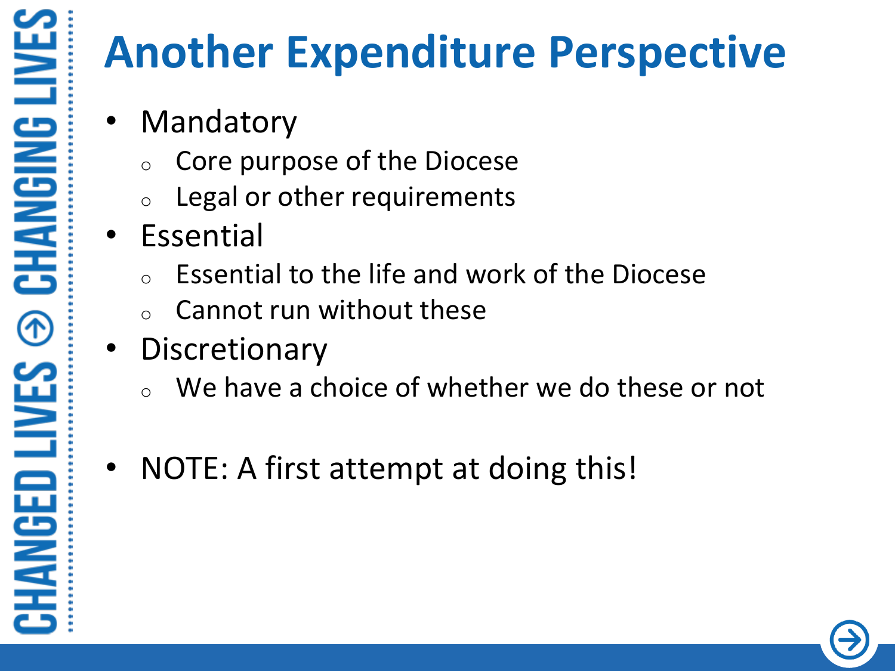# Another Expenditure Perspective

- Mandatory
  - Core purpose of the Diocese
  - Legal or other requirements
- Essential
  - Essential to the life and work of the Diocese
  - Cannot run without these
- Discretionary
  - We have a choice of whether we do these or not

- NOTE: A first attempt at doing this!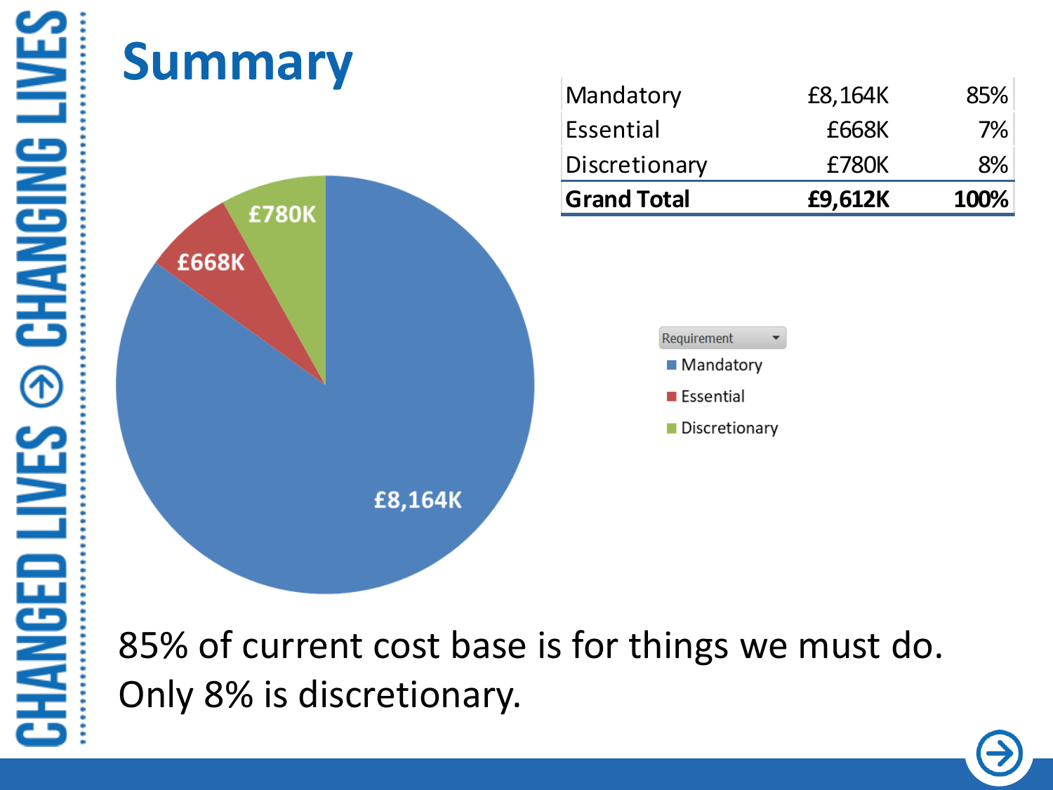# Summary

| Mandatory | £8,164K | 85% |
|---|---|---|
| Essential | £668K | 7% |
| Discretionary | £780K | 8% |
| **Grand Total** | **£9,612K** | **100%** |

85% of current cost base is for things we must do.
Only 8% is discretionary.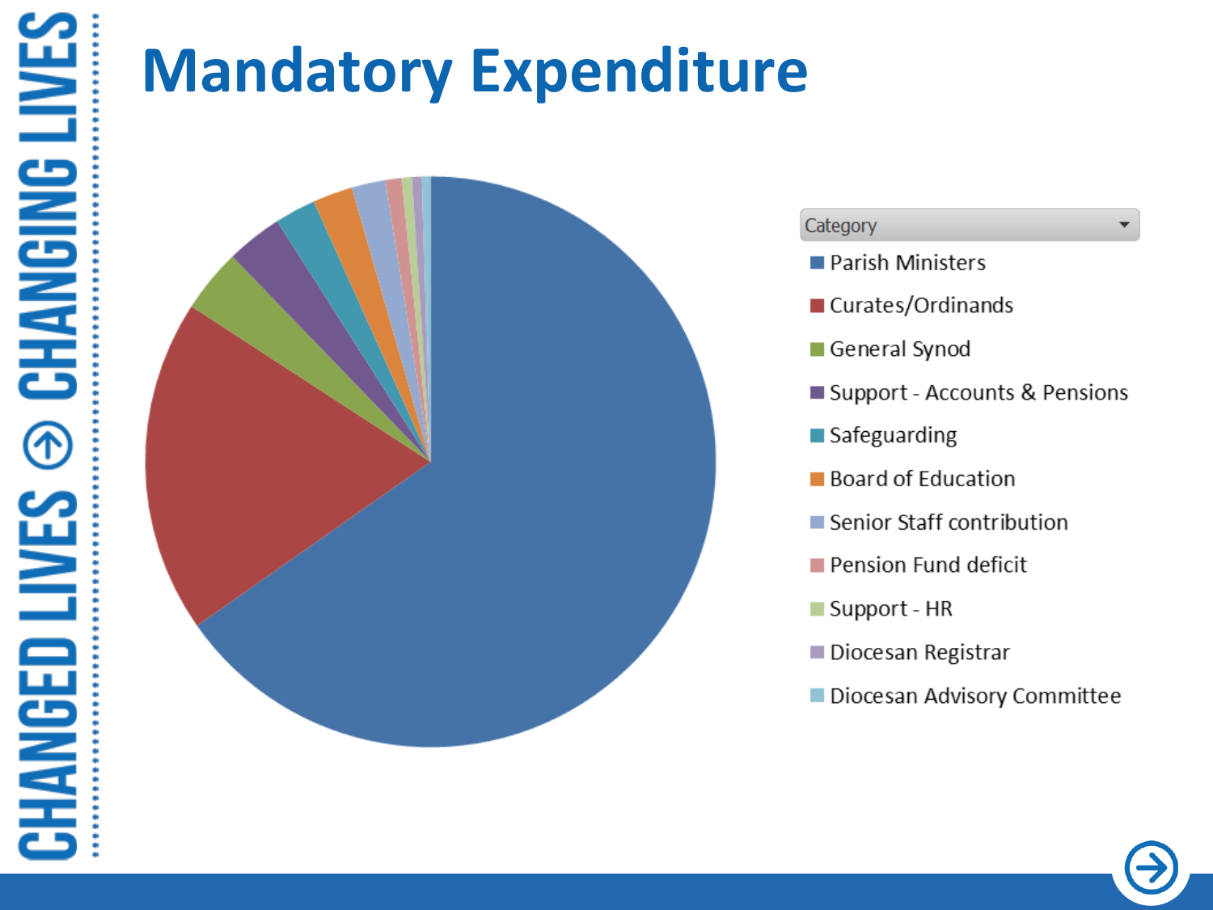# Mandatory Expenditure

Category

- Parish Ministers
- Curates/Ordinands
- General Synod
- Support - Accounts & Pensions
- Safeguarding
- Board of Education
- Senior Staff contribution
- Pension Fund deficit
- Support - HR
- Diocesan Registrar
- Diocesan Advisory Committee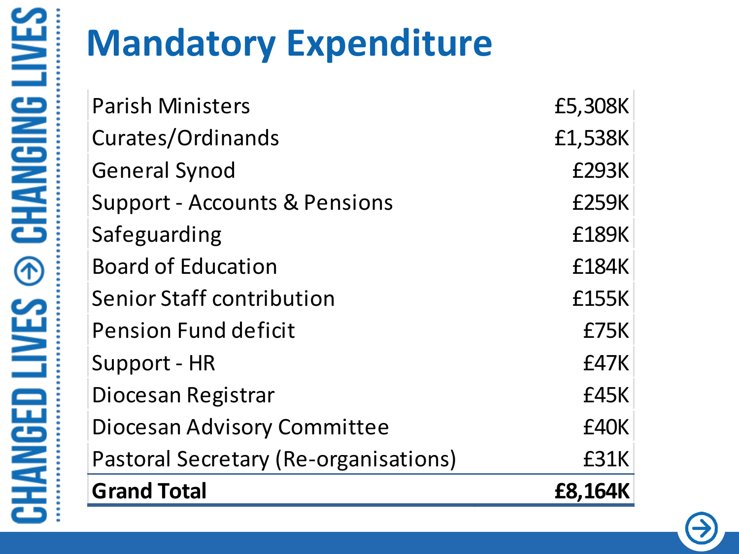# Mandatory Expenditure

| Item | Amount |
|---|---|
| Parish Ministers | £5,308K |
| Curates/Ordinands | £1,538K |
| General Synod | £293K |
| Support - Accounts & Pensions | £259K |
| Safeguarding | £189K |
| Board of Education | £184K |
| Senior Staff contribution | £155K |
| Pension Fund deficit | £75K |
| Support - HR | £47K |
| Diocesan Registrar | £45K |
| Diocesan Advisory Committee | £40K |
| Pastoral Secretary (Re-organisations) | £31K |
| **Grand Total** | **£8,164K** |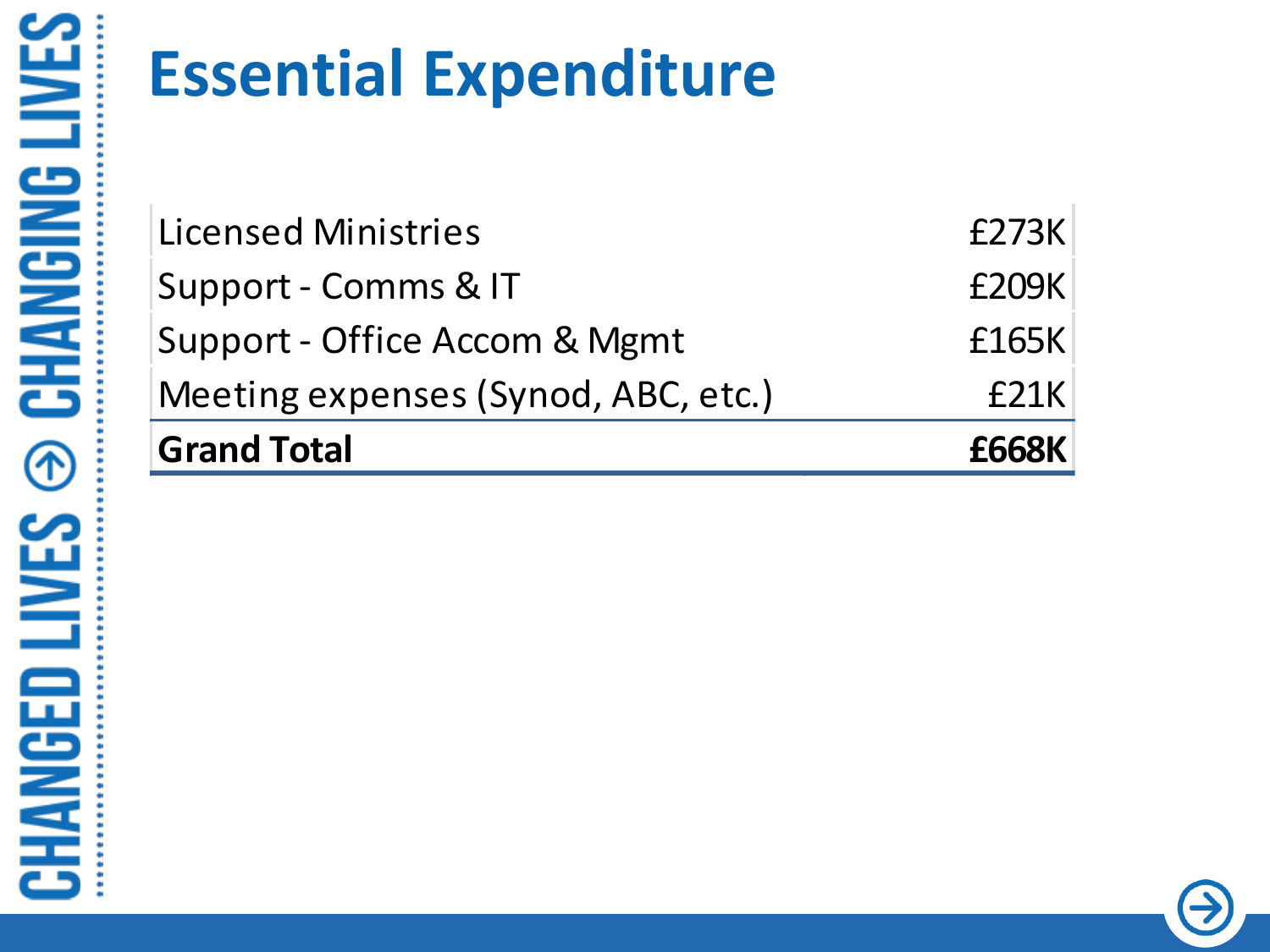# Essential Expenditure

| | |
|---|---|
| Licensed Ministries | £273K |
| Support - Comms & IT | £209K |
| Support - Office Accom & Mgmt | £165K |
| Meeting expenses (Synod, ABC, etc.) | £21K |
| **Grand Total** | **£668K** |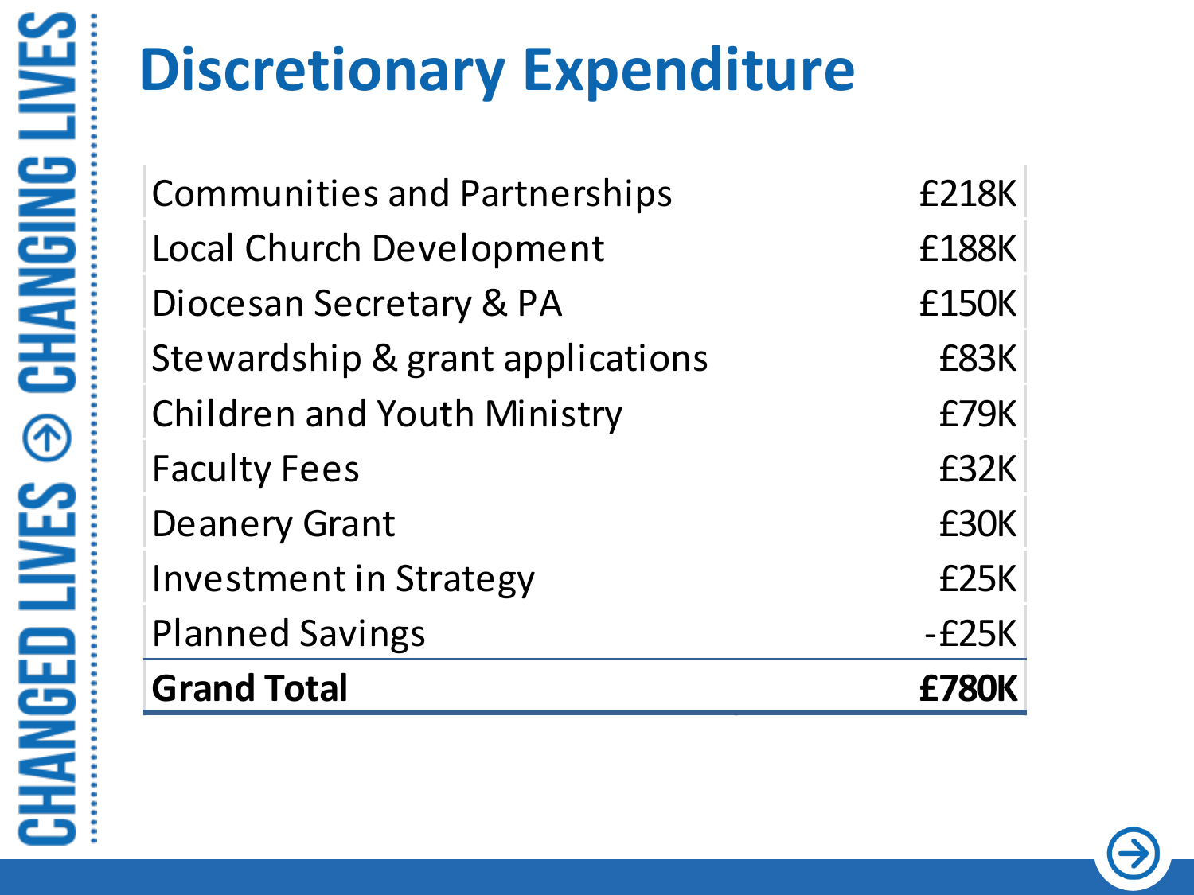# Discretionary Expenditure

| | |
|---|---|
| Communities and Partnerships | £218K |
| Local Church Development | £188K |
| Diocesan Secretary & PA | £150K |
| Stewardship & grant applications | £83K |
| Children and Youth Ministry | £79K |
| Faculty Fees | £32K |
| Deanery Grant | £30K |
| Investment in Strategy | £25K |
| Planned Savings | -£25K |
| **Grand Total** | **£780K** |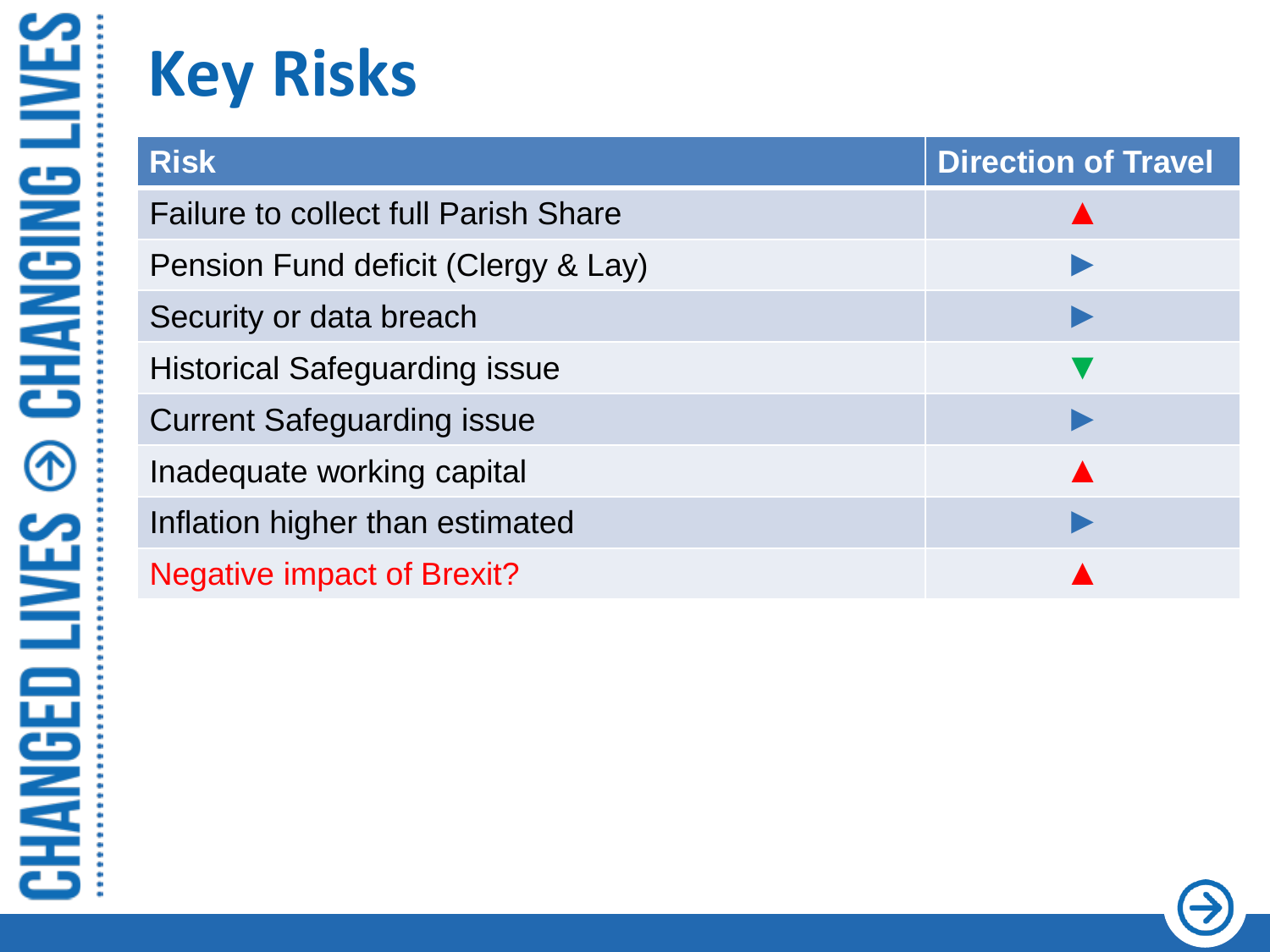# Key Risks

| Risk | Direction of Travel |
|---|---|
| Failure to collect full Parish Share | ▲ |
| Pension Fund deficit (Clergy & Lay) | ► |
| Security or data breach | ► |
| Historical Safeguarding issue | ▼ |
| Current Safeguarding issue | ► |
| Inadequate working capital | ▲ |
| Inflation higher than estimated | ► |
| Negative impact of Brexit? | ▲ |